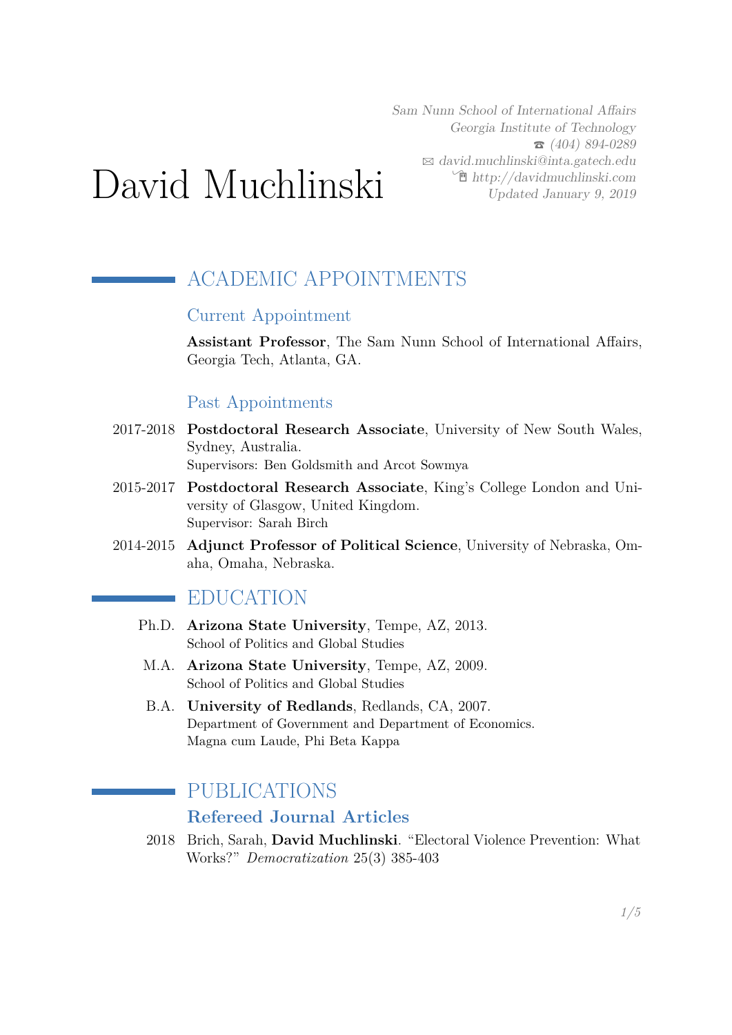# David Muchlinski

*Sam Nunn School of International Affairs*
*Georgia Institute of Technology*
*(404) 894-0289*
*david.muchlinski@inta.gatech.edu*
*http://davidmuchlinski.com*
*Updated January 9, 2019*

## ACADEMIC APPOINTMENTS

### Current Appointment

**Assistant Professor**, The Sam Nunn School of International Affairs, Georgia Tech, Atlanta, GA.

### Past Appointments

2017-2018 **Postdoctoral Research Associate**, University of New South Wales, Sydney, Australia.
Supervisors: Ben Goldsmith and Arcot Sowmya

2015-2017 **Postdoctoral Research Associate**, King's College London and University of Glasgow, United Kingdom.
Supervisor: Sarah Birch

2014-2015 **Adjunct Professor of Political Science**, University of Nebraska, Omaha, Omaha, Nebraska.

## EDUCATION

Ph.D. **Arizona State University**, Tempe, AZ, 2013.
School of Politics and Global Studies

M.A. **Arizona State University**, Tempe, AZ, 2009.
School of Politics and Global Studies

B.A. **University of Redlands**, Redlands, CA, 2007.
Department of Government and Department of Economics.
Magna cum Laude, Phi Beta Kappa

## PUBLICATIONS

### Refereed Journal Articles

2018 Brich, Sarah, **David Muchlinski**. "Electoral Violence Prevention: What Works?" *Democratization* 25(3) 385-403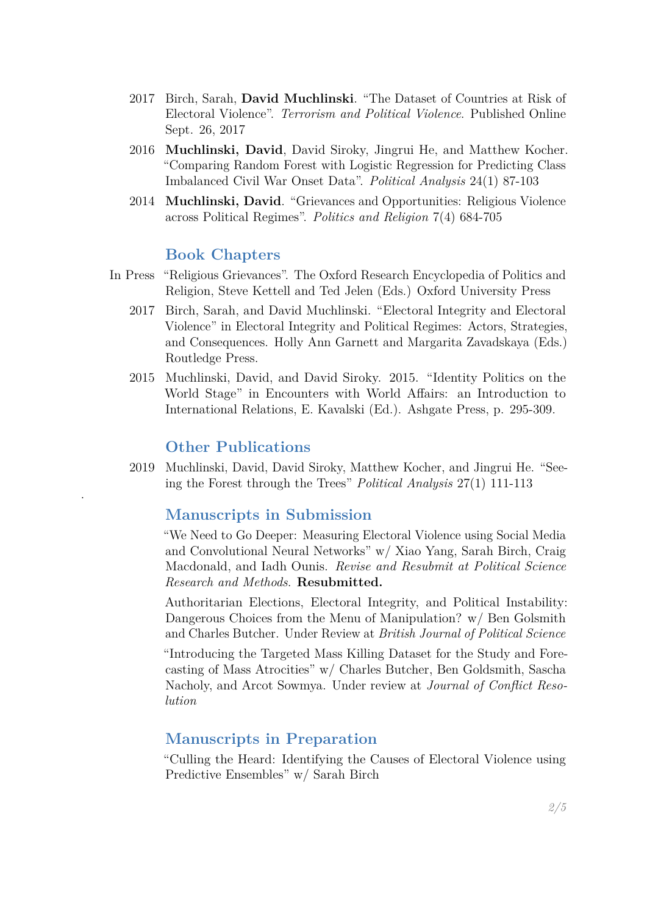2017 Birch, Sarah, **David Muchlinski**. "The Dataset of Countries at Risk of Electoral Violence". *Terrorism and Political Violence*. Published Online Sept. 26, 2017

2016 **Muchlinski, David**, David Siroky, Jingrui He, and Matthew Kocher. "Comparing Random Forest with Logistic Regression for Predicting Class Imbalanced Civil War Onset Data". *Political Analysis* 24(1) 87-103

2014 **Muchlinski, David**. "Grievances and Opportunities: Religious Violence across Political Regimes". *Politics and Religion* 7(4) 684-705

## Book Chapters

In Press "Religious Grievances". The Oxford Research Encyclopedia of Politics and Religion, Steve Kettell and Ted Jelen (Eds.) Oxford University Press

2017 Birch, Sarah, and David Muchlinski. "Electoral Integrity and Electoral Violence" in Electoral Integrity and Political Regimes: Actors, Strategies, and Consequences. Holly Ann Garnett and Margarita Zavadskaya (Eds.) Routledge Press.

2015 Muchlinski, David, and David Siroky. 2015. "Identity Politics on the World Stage" in Encounters with World Affairs: an Introduction to International Relations, E. Kavalski (Ed.). Ashgate Press, p. 295-309.

## Other Publications

2019 Muchlinski, David, David Siroky, Matthew Kocher, and Jingrui He. "Seeing the Forest through the Trees" *Political Analysis* 27(1) 111-113

## Manuscripts in Submission

"We Need to Go Deeper: Measuring Electoral Violence using Social Media and Convolutional Neural Networks" w/ Xiao Yang, Sarah Birch, Craig Macdonald, and Iadh Ounis. *Revise and Resubmit at Political Science Research and Methods.* **Resubmitted.**

Authoritarian Elections, Electoral Integrity, and Political Instability: Dangerous Choices from the Menu of Manipulation? w/ Ben Golsmith and Charles Butcher. Under Review at *British Journal of Political Science*

"Introducing the Targeted Mass Killing Dataset for the Study and Forecasting of Mass Atrocities" w/ Charles Butcher, Ben Goldsmith, Sascha Nacholy, and Arcot Sowmya. Under review at *Journal of Conflict Resolution*

## Manuscripts in Preparation

"Culling the Heard: Identifying the Causes of Electoral Violence using Predictive Ensembles" w/ Sarah Birch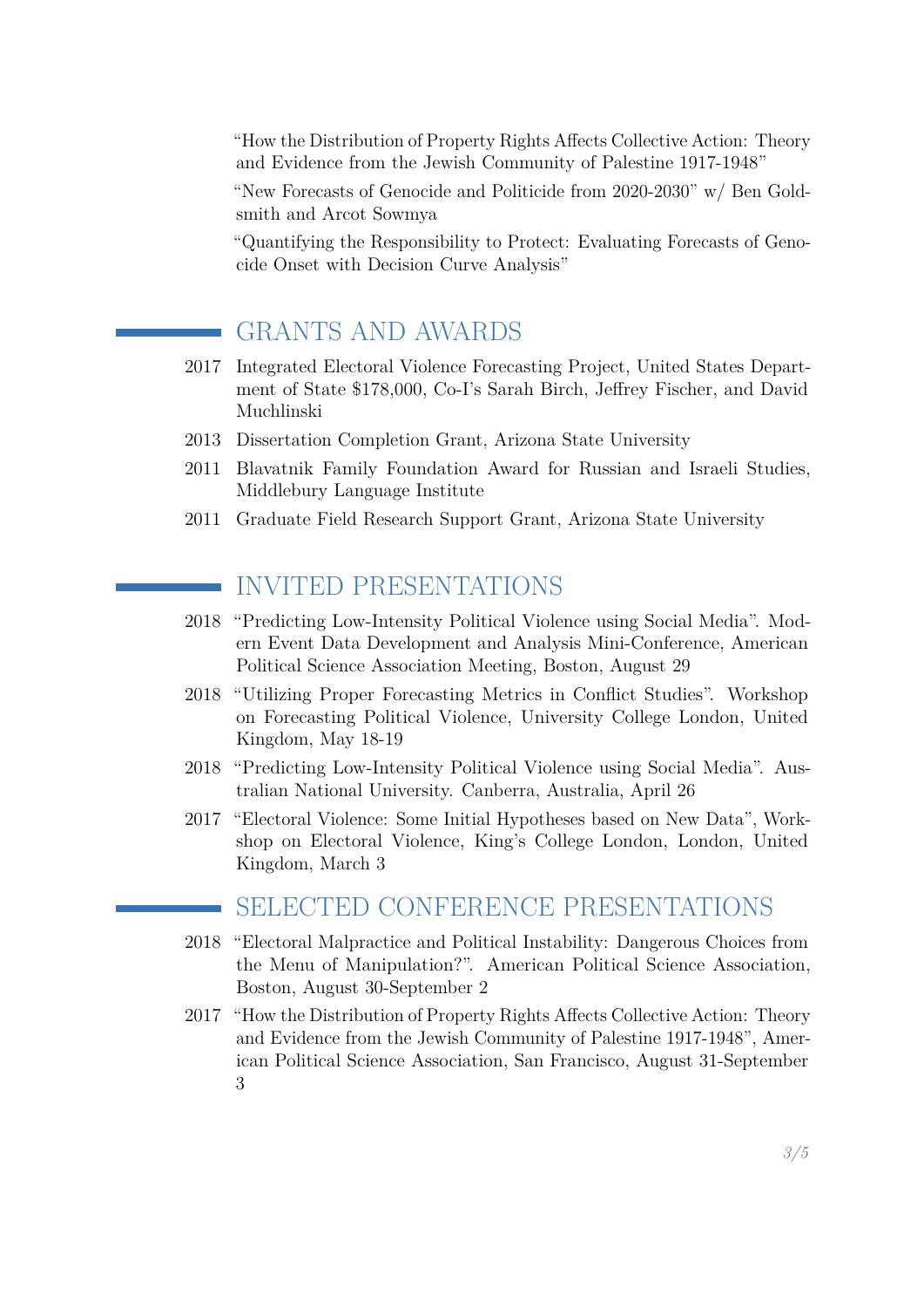"How the Distribution of Property Rights Affects Collective Action: Theory and Evidence from the Jewish Community of Palestine 1917-1948"

"New Forecasts of Genocide and Politicide from 2020-2030" w/ Ben Goldsmith and Arcot Sowmya

"Quantifying the Responsibility to Protect: Evaluating Forecasts of Genocide Onset with Decision Curve Analysis"

## GRANTS AND AWARDS

- 2017 Integrated Electoral Violence Forecasting Project, United States Department of State $178,000, Co-I's Sarah Birch, Jeffrey Fischer, and David Muchlinski
- 2013 Dissertation Completion Grant, Arizona State University
- 2011 Blavatnik Family Foundation Award for Russian and Israeli Studies, Middlebury Language Institute
- 2011 Graduate Field Research Support Grant, Arizona State University

## INVITED PRESENTATIONS

- 2018 "Predicting Low-Intensity Political Violence using Social Media". Modern Event Data Development and Analysis Mini-Conference, American Political Science Association Meeting, Boston, August 29
- 2018 "Utilizing Proper Forecasting Metrics in Conflict Studies". Workshop on Forecasting Political Violence, University College London, United Kingdom, May 18-19
- 2018 "Predicting Low-Intensity Political Violence using Social Media". Australian National University. Canberra, Australia, April 26
- 2017 "Electoral Violence: Some Initial Hypotheses based on New Data", Workshop on Electoral Violence, King's College London, London, United Kingdom, March 3

## SELECTED CONFERENCE PRESENTATIONS

- 2018 "Electoral Malpractice and Political Instability: Dangerous Choices from the Menu of Manipulation?". American Political Science Association, Boston, August 30-September 2
- 2017 "How the Distribution of Property Rights Affects Collective Action: Theory and Evidence from the Jewish Community of Palestine 1917-1948", American Political Science Association, San Francisco, August 31-September 3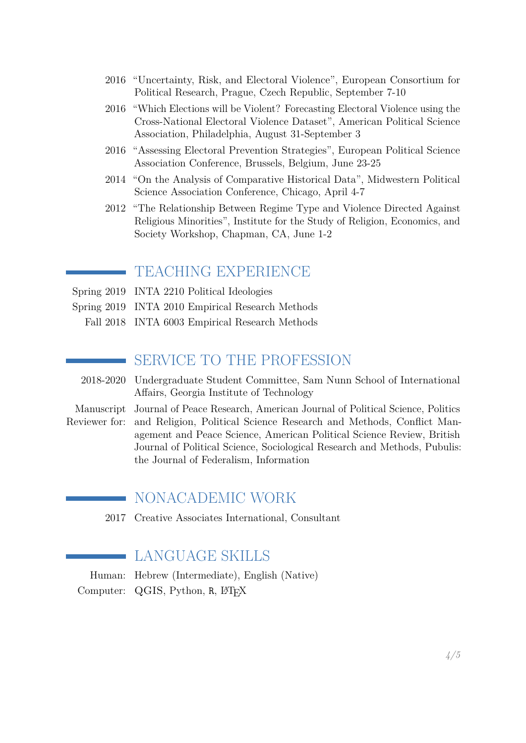- 2016 "Uncertainty, Risk, and Electoral Violence", European Consortium for Political Research, Prague, Czech Republic, September 7-10
- 2016 "Which Elections will be Violent? Forecasting Electoral Violence using the Cross-National Electoral Violence Dataset", American Political Science Association, Philadelphia, August 31-September 3
- 2016 "Assessing Electoral Prevention Strategies", European Political Science Association Conference, Brussels, Belgium, June 23-25
- 2014 "On the Analysis of Comparative Historical Data", Midwestern Political Science Association Conference, Chicago, April 4-7
- 2012 "The Relationship Between Regime Type and Violence Directed Against Religious Minorities", Institute for the Study of Religion, Economics, and Society Workshop, Chapman, CA, June 1-2

## TEACHING EXPERIENCE

- Spring 2019 INTA 2210 Political Ideologies
- Spring 2019 INTA 2010 Empirical Research Methods
- Fall 2018 INTA 6003 Empirical Research Methods

## SERVICE TO THE PROFESSION

- 2018-2020 Undergraduate Student Committee, Sam Nunn School of International Affairs, Georgia Institute of Technology
- Manuscript Reviewer for: Journal of Peace Research, American Journal of Political Science, Politics and Religion, Political Science Research and Methods, Conflict Management and Peace Science, American Political Science Review, British Journal of Political Science, Sociological Research and Methods, Pubulis: the Journal of Federalism, Information

## NONACADEMIC WORK

- 2017 Creative Associates International, Consultant

## LANGUAGE SKILLS

- Human: Hebrew (Intermediate), English (Native)
- Computer: QGIS, Python, R, LaTeX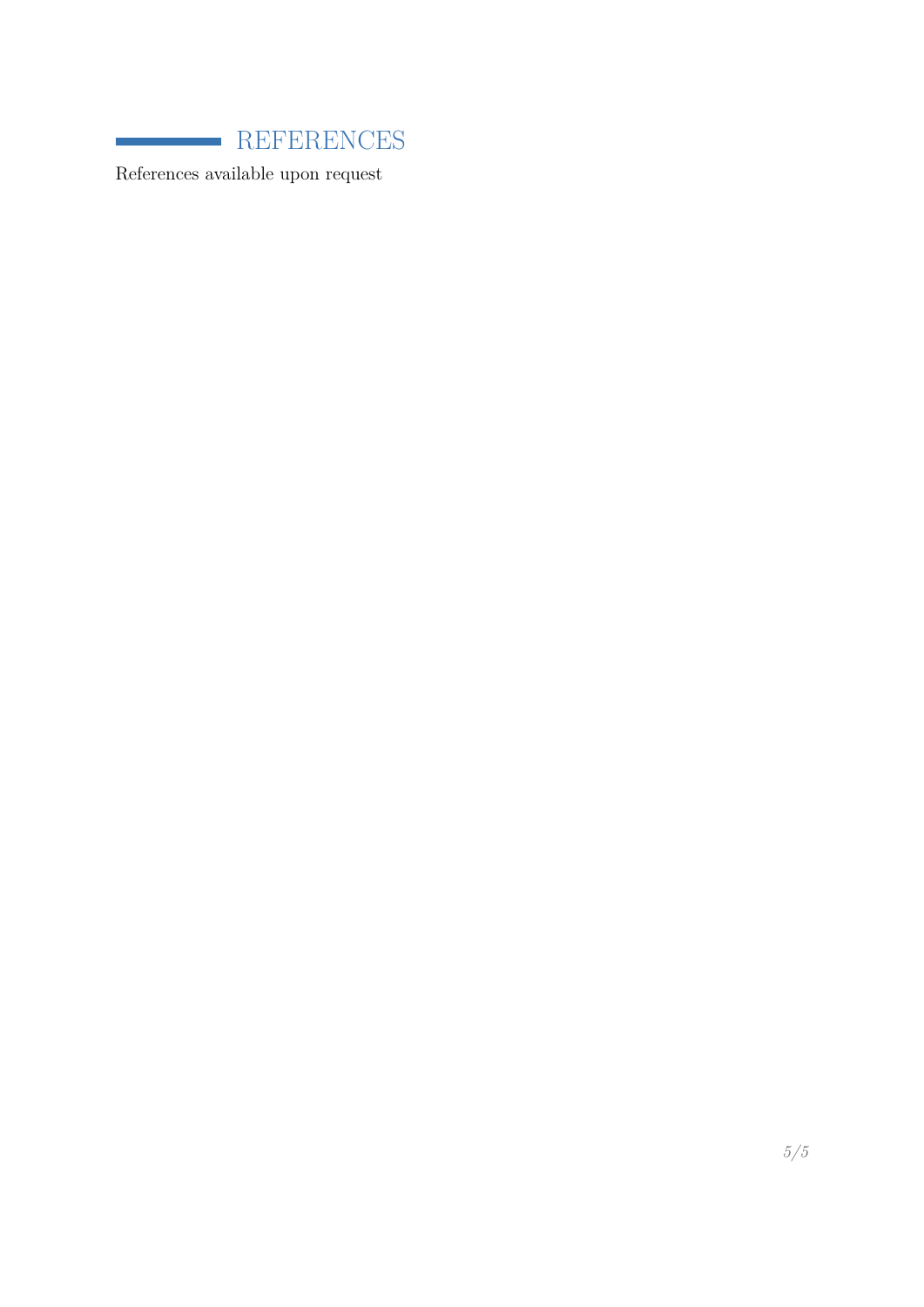## REFERENCES

References available upon request